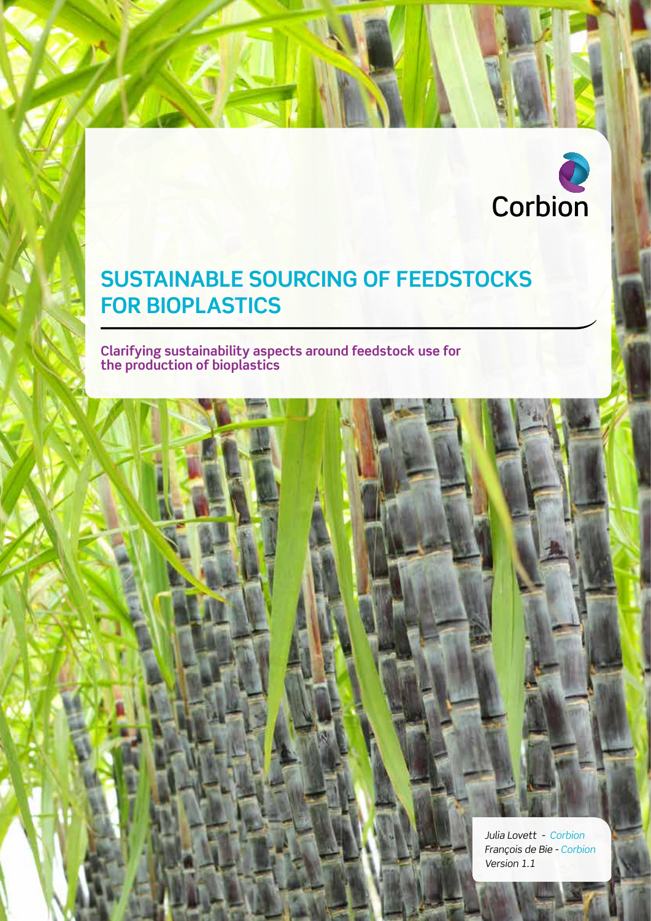Corbion

# SUSTAINABLE SOURCING OF FEEDSTOCKS FOR BIOPLASTICS

**Clarifying sustainability aspects around feedstock use for the production of bioplastics**

*Julia Lovett - Corbion*
*François de Bie - Corbion*
*Version 1.1*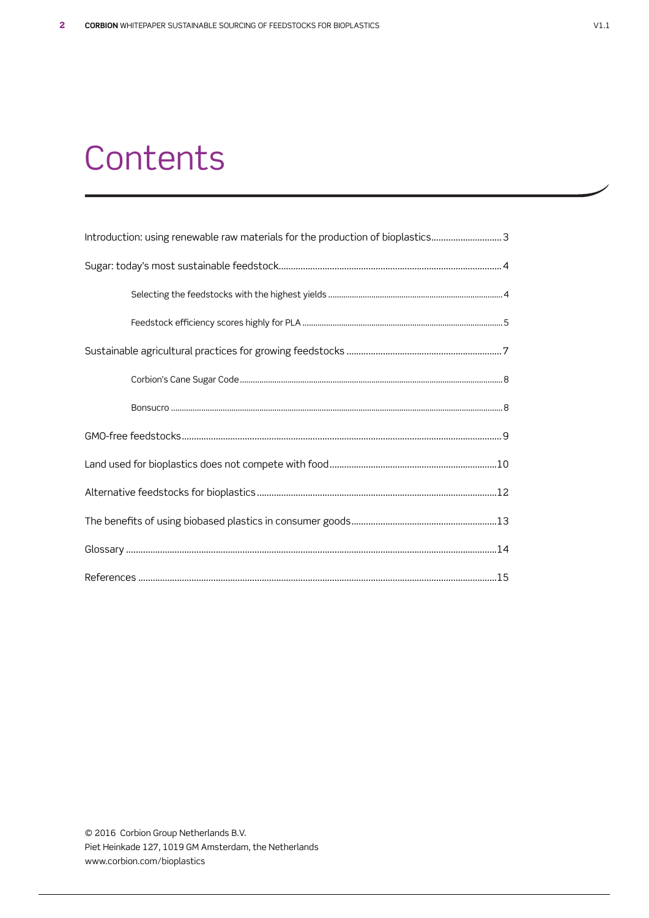# Contents

- Introduction: using renewable raw materials for the production of bioplastics ... 3
- Sugar: today's most sustainable feedstock ... 4
  - Selecting the feedstocks with the highest yields ... 4
  - Feedstock efficiency scores highly for PLA ... 5
- Sustainable agricultural practices for growing feedstocks ... 7
  - Corbion's Cane Sugar Code ... 8
  - Bonsucro ... 8
- GMO-free feedstocks ... 9
- Land used for bioplastics does not compete with food ... 10
- Alternative feedstocks for bioplastics ... 12
- The benefits of using biobased plastics in consumer goods ... 13
- Glossary ... 14
- References ... 15

© 2016 Corbion Group Netherlands B.V.
Piet Heinkade 127, 1019 GM Amsterdam, the Netherlands
www.corbion.com/bioplastics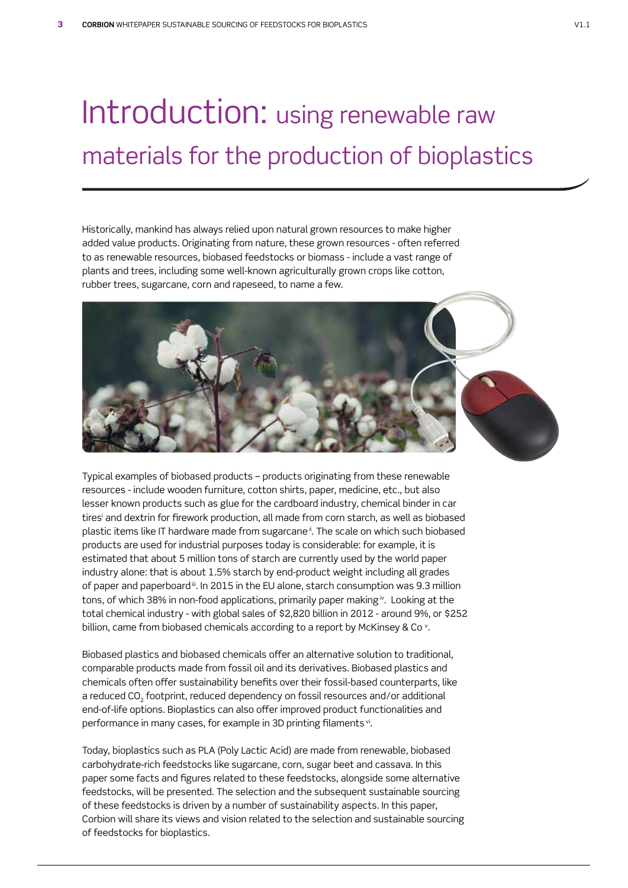# Introduction: using renewable raw materials for the production of bioplastics

Historically, mankind has always relied upon natural grown resources to make higher added value products. Originating from nature, these grown resources - often referred to as renewable resources, biobased feedstocks or biomass - include a vast range of plants and trees, including some well-known agriculturally grown crops like cotton, rubber trees, sugarcane, corn and rapeseed, to name a few.

Typical examples of biobased products – products originating from these renewable resources - include wooden furniture, cotton shirts, paper, medicine, etc., but also lesser known products such as glue for the cardboard industry, chemical binder in car tires[i] and dextrin for firework production, all made from corn starch, as well as biobased plastic items like IT hardware made from sugarcane[ii]. The scale on which such biobased products are used for industrial purposes today is considerable: for example, it is estimated that about 5 million tons of starch are currently used by the world paper industry alone: that is about 1.5% starch by end-product weight including all grades of paper and paperboard[iii]. In 2015 in the EU alone, starch consumption was 9.3 million tons, of which 38% in non-food applications, primarily paper making[iv]. Looking at the total chemical industry - with global sales of $2,820 billion in 2012 - around 9%, or $252 billion, came from biobased chemicals according to a report by McKinsey & Co[v].

Biobased plastics and biobased chemicals offer an alternative solution to traditional, comparable products made from fossil oil and its derivatives. Biobased plastics and chemicals often offer sustainability benefits over their fossil-based counterparts, like a reduced $CO_2$ footprint, reduced dependency on fossil resources and/or additional end-of-life options. Bioplastics can also offer improved product functionalities and performance in many cases, for example in 3D printing filaments[vi].

Today, bioplastics such as PLA (Poly Lactic Acid) are made from renewable, biobased carbohydrate-rich feedstocks like sugarcane, corn, sugar beet and cassava. In this paper some facts and figures related to these feedstocks, alongside some alternative feedstocks, will be presented. The selection and the subsequent sustainable sourcing of these feedstocks is driven by a number of sustainability aspects. In this paper, Corbion will share its views and vision related to the selection and sustainable sourcing of feedstocks for bioplastics.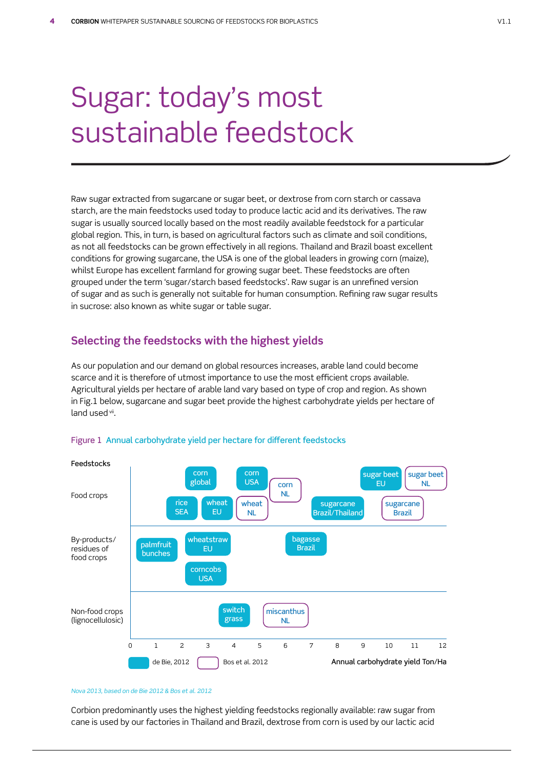# Sugar: today's most sustainable feedstock

Raw sugar extracted from sugarcane or sugar beet, or dextrose from corn starch or cassava starch, are the main feedstocks used today to produce lactic acid and its derivatives. The raw sugar is usually sourced locally based on the most readily available feedstock for a particular global region. This, in turn, is based on agricultural factors such as climate and soil conditions, as not all feedstocks can be grown effectively in all regions. Thailand and Brazil boast excellent conditions for growing sugarcane, the USA is one of the global leaders in growing corn (maize), whilst Europe has excellent farmland for growing sugar beet. These feedstocks are often grouped under the term 'sugar/starch based feedstocks'. Raw sugar is an unrefined version of sugar and as such is generally not suitable for human consumption. Refining raw sugar results in sucrose: also known as white sugar or table sugar.

## Selecting the feedstocks with the highest yields

As our population and our demand on global resources increases, arable land could become scarce and it is therefore of utmost importance to use the most efficient crops available. Agricultural yields per hectare of arable land vary based on type of crop and region. As shown in Fig.1 below, sugarcane and sugar beet provide the highest carbohydrate yields per hectare of land used [vii].

Figure 1 Annual carbohydrate yield per hectare for different feedstocks

| Feedstocks | Feedstock / region | Source | Approx. annual carbohydrate yield (Ton/Ha) |
|---|---|---|---|
| Food crops | rice SEA | de Bie, 2012 | ~2 |
| | corn global | de Bie, 2012 | ~2.7 |
| | wheat EU | de Bie, 2012 | ~3.4 |
| | corn USA | de Bie, 2012 | ~4.7 |
| | wheat NL | Bos et al. 2012 | ~4.7 |
| | corn NL | Bos et al. 2012 | ~6 |
| | sugarcane Brazil/Thailand | de Bie, 2012 | ~8 |
| | sugar beet EU | de Bie, 2012 | ~9.7 |
| | sugarcane Brazil | Bos et al. 2012 | ~10.5 |
| | sugar beet NL | Bos et al. 2012 | ~11.5 |
| By-products/ residues of food crops | palmfruit bunches | de Bie, 2012 | ~1 |
| | corncobs USA | de Bie, 2012 | ~3 |
| | wheatstraw EU | de Bie, 2012 | ~3 |
| | bagasse Brazil | de Bie, 2012 | ~7 |
| Non-food crops (lignocellulosic) | switch grass | de Bie, 2012 | ~4 |
| | miscanthus NL | Bos et al. 2012 | ~6 |

*Nova 2013, based on de Bie 2012 & Bos et al. 2012*

Corbion predominantly uses the highest yielding feedstocks regionally available: raw sugar from cane is used by our factories in Thailand and Brazil, dextrose from corn is used by our lactic acid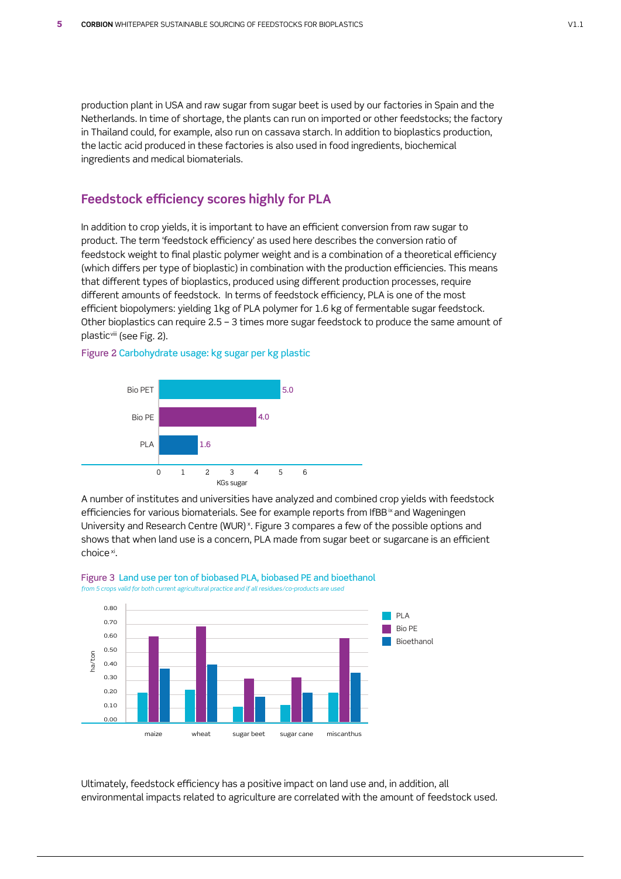production plant in USA and raw sugar from sugar beet is used by our factories in Spain and the Netherlands. In time of shortage, the plants can run on imported or other feedstocks; the factory in Thailand could, for example, also run on cassava starch. In addition to bioplastics production, the lactic acid produced in these factories is also used in food ingredients, biochemical ingredients and medical biomaterials.

## Feedstock efficiency scores highly for PLA

In addition to crop yields, it is important to have an efficient conversion from raw sugar to product. The term 'feedstock efficiency' as used here describes the conversion ratio of feedstock weight to final plastic polymer weight and is a combination of a theoretical efficiency (which differs per type of bioplastic) in combination with the production efficiencies. This means that different types of bioplastics, produced using different production processes, require different amounts of feedstock. In terms of feedstock efficiency, PLA is one of the most efficient biopolymers: yielding 1kg of PLA polymer for 1.6 kg of fermentable sugar feedstock. Other bioplastics can require 2.5 – 3 times more sugar feedstock to produce the same amount of plastic[viii] (see Fig. 2).

Figure 2 Carbohydrate usage: kg sugar per kg plastic

| | KGs sugar |
|---|---|
| Bio PET | 5.0 |
| Bio PE | 4.0 |
| PLA | 1.6 |

A number of institutes and universities have analyzed and combined crop yields with feedstock efficiencies for various biomaterials. See for example reports from IfBB[ix] and Wageningen University and Research Centre (WUR)[x]. Figure 3 compares a few of the possible options and shows that when land use is a concern, PLA made from sugar beet or sugarcane is an efficient choice[xi].

Figure 3 Land use per ton of biobased PLA, biobased PE and bioethanol

*from 5 crops valid for both current agricultural practice and if all residues/co-products are used*

| ha/ton | PLA | Bio PE | Bioethanol |
|---|---|---|---|
| maize | 0.21 | 0.61 | 0.38 |
| wheat | 0.23 | 0.68 | 0.41 |
| sugar beet | 0.11 | 0.31 | 0.18 |
| sugar cane | 0.12 | 0.32 | 0.21 |
| miscanthus | 0.21 | 0.60 | 0.35 |

Ultimately, feedstock efficiency has a positive impact on land use and, in addition, all environmental impacts related to agriculture are correlated with the amount of feedstock used.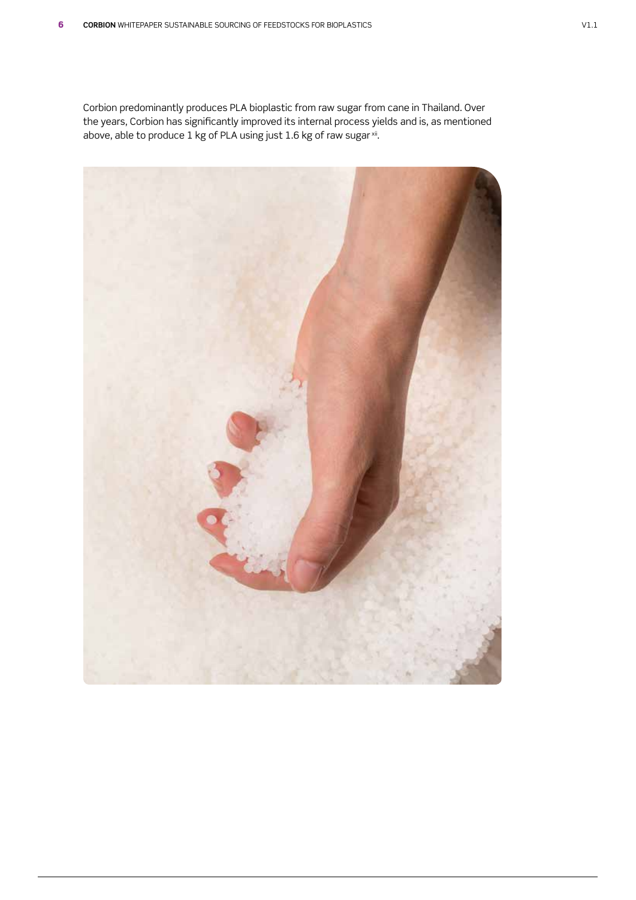Corbion predominantly produces PLA bioplastic from raw sugar from cane in Thailand. Over the years, Corbion has significantly improved its internal process yields and is, as mentioned above, able to produce 1 kg of PLA using just 1.6 kg of raw sugar [xii].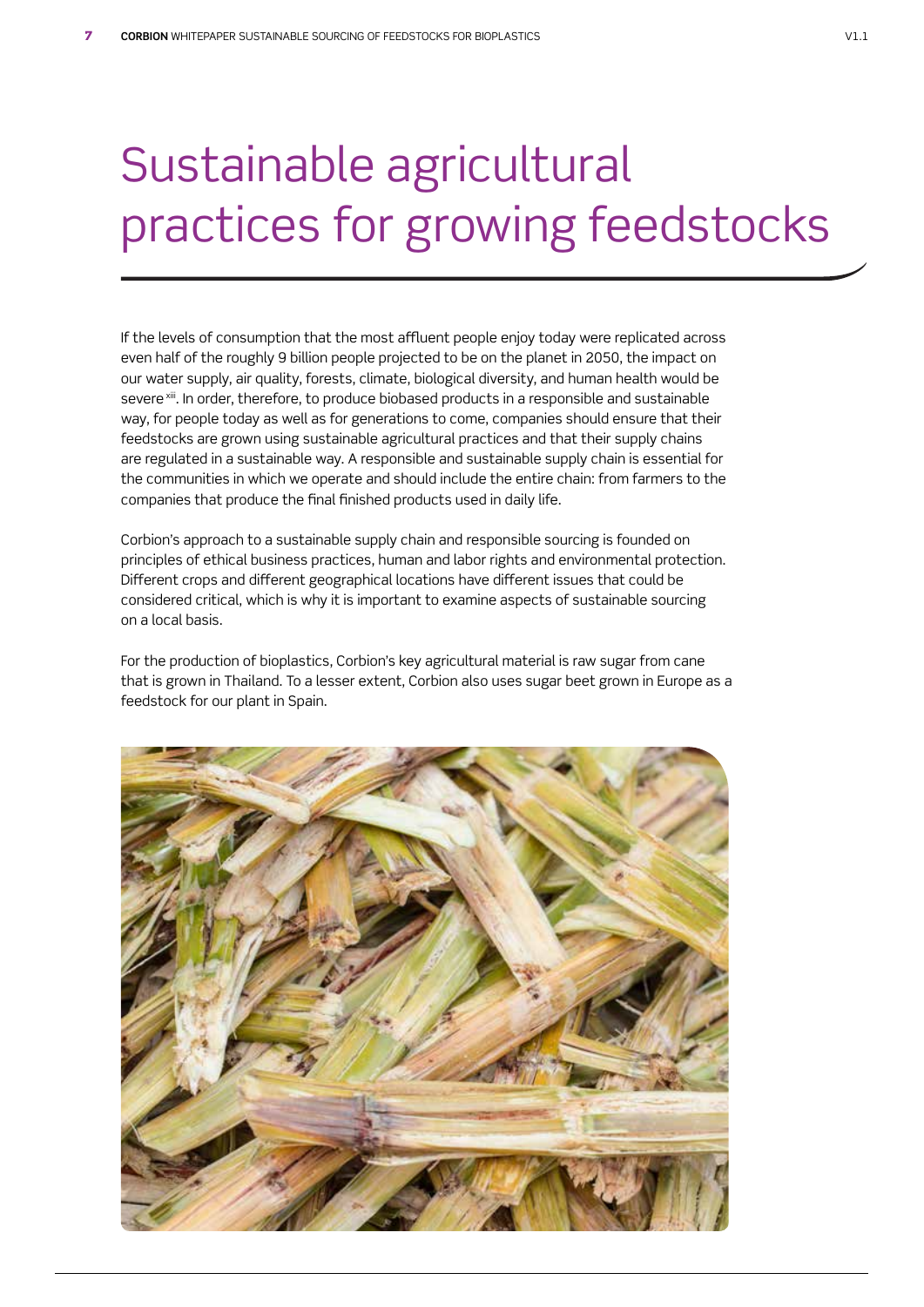# Sustainable agricultural practices for growing feedstocks

If the levels of consumption that the most affluent people enjoy today were replicated across even half of the roughly 9 billion people projected to be on the planet in 2050, the impact on our water supply, air quality, forests, climate, biological diversity, and human health would be severe [xiii]. In order, therefore, to produce biobased products in a responsible and sustainable way, for people today as well as for generations to come, companies should ensure that their feedstocks are grown using sustainable agricultural practices and that their supply chains are regulated in a sustainable way. A responsible and sustainable supply chain is essential for the communities in which we operate and should include the entire chain: from farmers to the companies that produce the final finished products used in daily life.

Corbion's approach to a sustainable supply chain and responsible sourcing is founded on principles of ethical business practices, human and labor rights and environmental protection. Different crops and different geographical locations have different issues that could be considered critical, which is why it is important to examine aspects of sustainable sourcing on a local basis.

For the production of bioplastics, Corbion's key agricultural material is raw sugar from cane that is grown in Thailand. To a lesser extent, Corbion also uses sugar beet grown in Europe as a feedstock for our plant in Spain.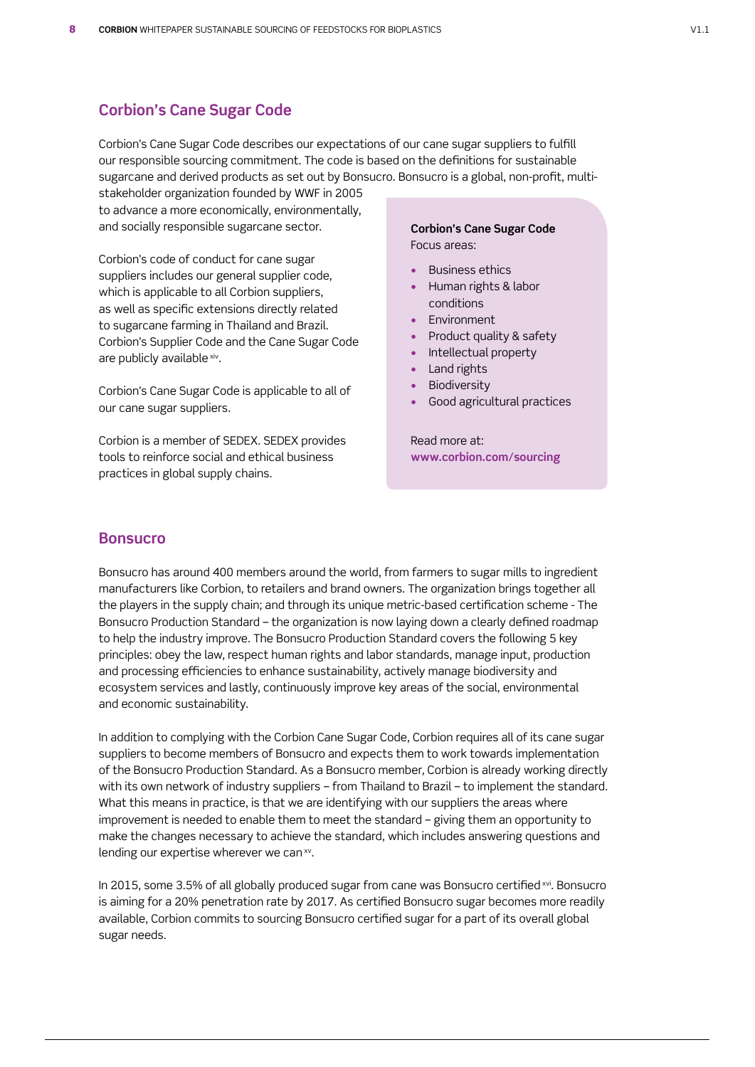## Corbion's Cane Sugar Code

Corbion's Cane Sugar Code describes our expectations of our cane sugar suppliers to fulfill our responsible sourcing commitment. The code is based on the definitions for sustainable sugarcane and derived products as set out by Bonsucro. Bonsucro is a global, non-profit, multi-stakeholder organization founded by WWF in 2005 to advance a more economically, environmentally, and socially responsible sugarcane sector.

Corbion's code of conduct for cane sugar suppliers includes our general supplier code, which is applicable to all Corbion suppliers, as well as specific extensions directly related to sugarcane farming in Thailand and Brazil. Corbion's Supplier Code and the Cane Sugar Code are publicly available [xiv].

Corbion's Cane Sugar Code is applicable to all of our cane sugar suppliers.

Corbion is a member of SEDEX. SEDEX provides tools to reinforce social and ethical business practices in global supply chains.

**Corbion's Cane Sugar Code**
Focus areas:

- Business ethics
- Human rights & labor conditions
- Environment
- Product quality & safety
- Intellectual property
- Land rights
- Biodiversity
- Good agricultural practices

Read more at:
**www.corbion.com/sourcing**

## Bonsucro

Bonsucro has around 400 members around the world, from farmers to sugar mills to ingredient manufacturers like Corbion, to retailers and brand owners. The organization brings together all the players in the supply chain; and through its unique metric-based certification scheme - The Bonsucro Production Standard – the organization is now laying down a clearly defined roadmap to help the industry improve. The Bonsucro Production Standard covers the following 5 key principles: obey the law, respect human rights and labor standards, manage input, production and processing efficiencies to enhance sustainability, actively manage biodiversity and ecosystem services and lastly, continuously improve key areas of the social, environmental and economic sustainability.

In addition to complying with the Corbion Cane Sugar Code, Corbion requires all of its cane sugar suppliers to become members of Bonsucro and expects them to work towards implementation of the Bonsucro Production Standard. As a Bonsucro member, Corbion is already working directly with its own network of industry suppliers – from Thailand to Brazil – to implement the standard. What this means in practice, is that we are identifying with our suppliers the areas where improvement is needed to enable them to meet the standard – giving them an opportunity to make the changes necessary to achieve the standard, which includes answering questions and lending our expertise wherever we can [xv].

In 2015, some 3.5% of all globally produced sugar from cane was Bonsucro certified [xvi]. Bonsucro is aiming for a 20% penetration rate by 2017. As certified Bonsucro sugar becomes more readily available, Corbion commits to sourcing Bonsucro certified sugar for a part of its overall global sugar needs.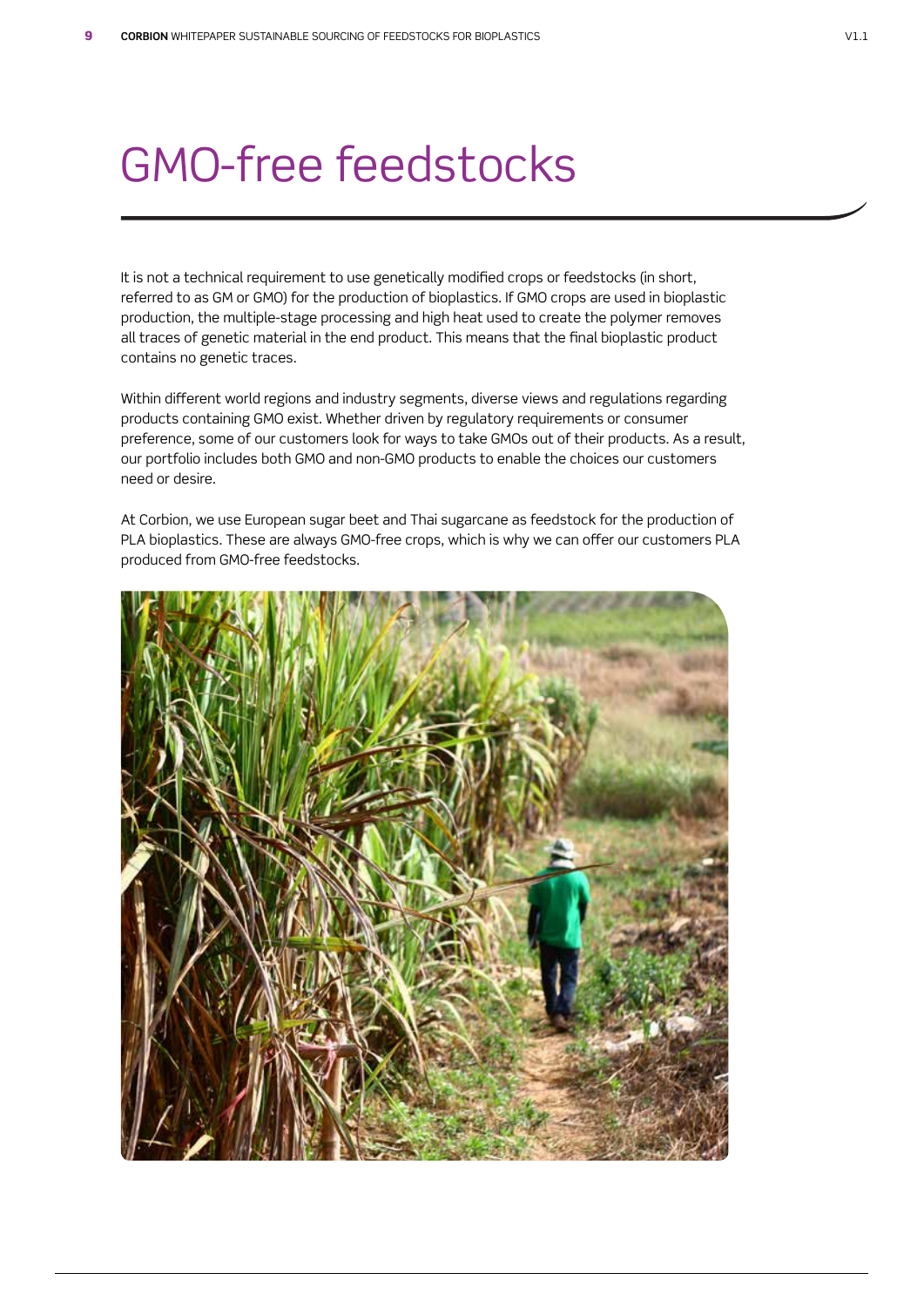# GMO-free feedstocks

It is not a technical requirement to use genetically modified crops or feedstocks (in short, referred to as GM or GMO) for the production of bioplastics. If GMO crops are used in bioplastic production, the multiple-stage processing and high heat used to create the polymer removes all traces of genetic material in the end product. This means that the final bioplastic product contains no genetic traces.

Within different world regions and industry segments, diverse views and regulations regarding products containing GMO exist. Whether driven by regulatory requirements or consumer preference, some of our customers look for ways to take GMOs out of their products. As a result, our portfolio includes both GMO and non-GMO products to enable the choices our customers need or desire.

At Corbion, we use European sugar beet and Thai sugarcane as feedstock for the production of PLA bioplastics. These are always GMO-free crops, which is why we can offer our customers PLA produced from GMO-free feedstocks.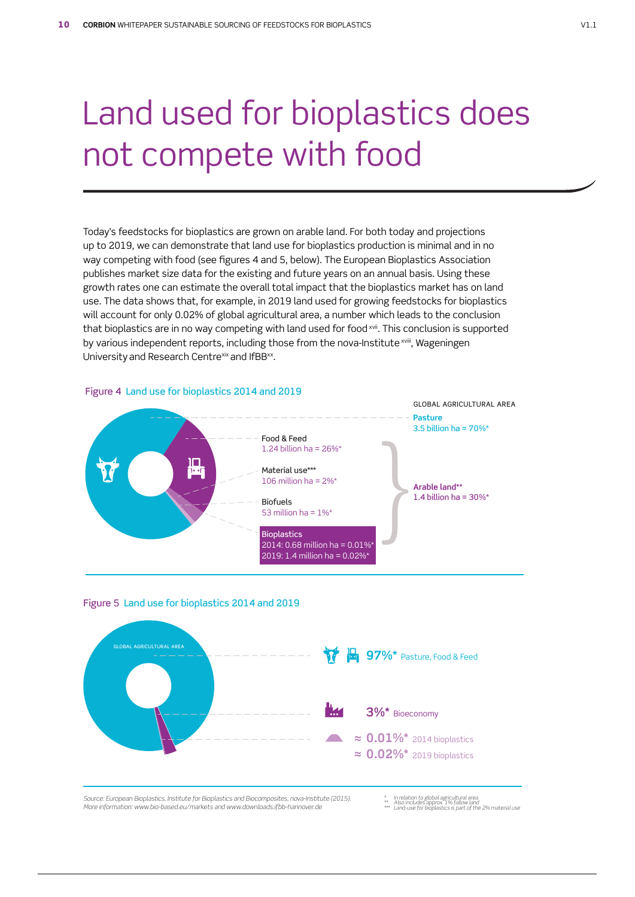# Land used for bioplastics does not compete with food

Today's feedstocks for bioplastics are grown on arable land. For both today and projections up to 2019, we can demonstrate that land use for bioplastics production is minimal and in no way competing with food (see figures 4 and 5, below). The European Bioplastics Association publishes market size data for the existing and future years on an annual basis. Using these growth rates one can estimate the overall total impact that the bioplastics market has on land use. The data shows that, for example, in 2019 land used for growing feedstocks for bioplastics will account for only 0.02% of global agricultural area, a number which leads to the conclusion that bioplastics are in no way competing with land used for food [xvii]. This conclusion is supported by various independent reports, including those from the nova-Institute [xviii], Wageningen University and Research Centre[xix] and IfBB[xx].

Figure 4 Land use for bioplastics 2014 and 2019

GLOBAL AGRICULTURAL AREA

- Pasture: 3.5 billion ha = 70%*
- Arable land**: 1.4 billion ha = 30%*
  - Food & Feed: 1.24 billion ha = 26%*
  - Material use***: 106 million ha = 2%*
  - Biofuels: 53 million ha = 1%*
  - Bioplastics: 2014: 0.68 million ha = 0.01%*; 2019: 1.4 million ha = 0.02%*

Figure 5 Land use for bioplastics 2014 and 2019

GLOBAL AGRICULTURAL AREA

- 97%* Pasture, Food & Feed
- 3%* Bioeconomy
- ≈ 0.01%* 2014 bioplastics
- ≈ 0.02%* 2019 bioplastics

*Source: European Bioplastics, Institute for Bioplastics and Biocomposites, nova-Institute (2015). More information: www.bio-based.eu/markets and www.downloads.ifbb-hannover.de*

\* In relation to global agricultural area
\** Also includes approx. 1% fallow land
\*** Land-use for bioplastics is part of the 2% material use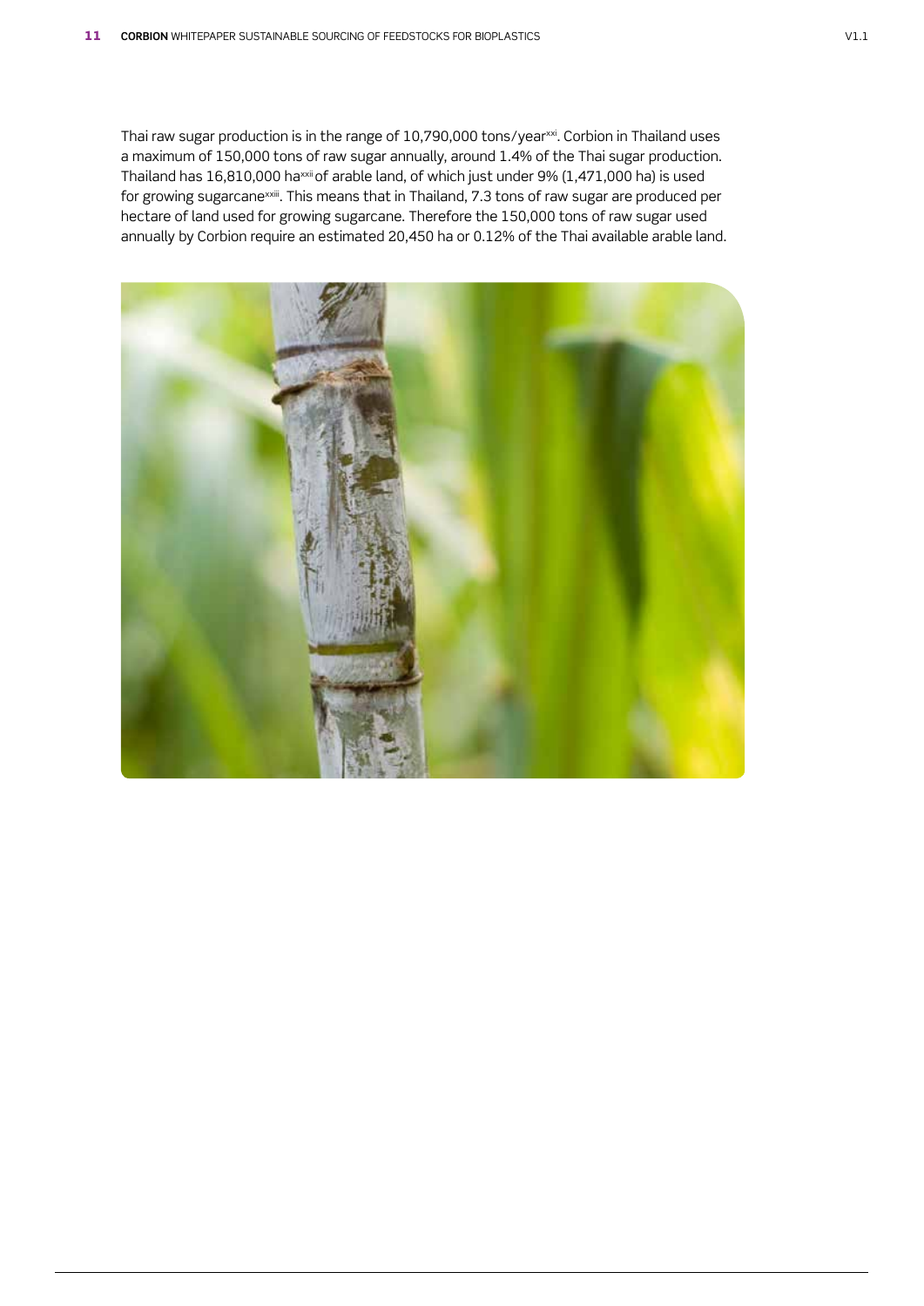Thai raw sugar production is in the range of 10,790,000 tons/year[xxi]. Corbion in Thailand uses a maximum of 150,000 tons of raw sugar annually, around 1.4% of the Thai sugar production. Thailand has 16,810,000 ha[xxii] of arable land, of which just under 9% (1,471,000 ha) is used for growing sugarcane[xxiii]. This means that in Thailand, 7.3 tons of raw sugar are produced per hectare of land used for growing sugarcane. Therefore the 150,000 tons of raw sugar used annually by Corbion require an estimated 20,450 ha or 0.12% of the Thai available arable land.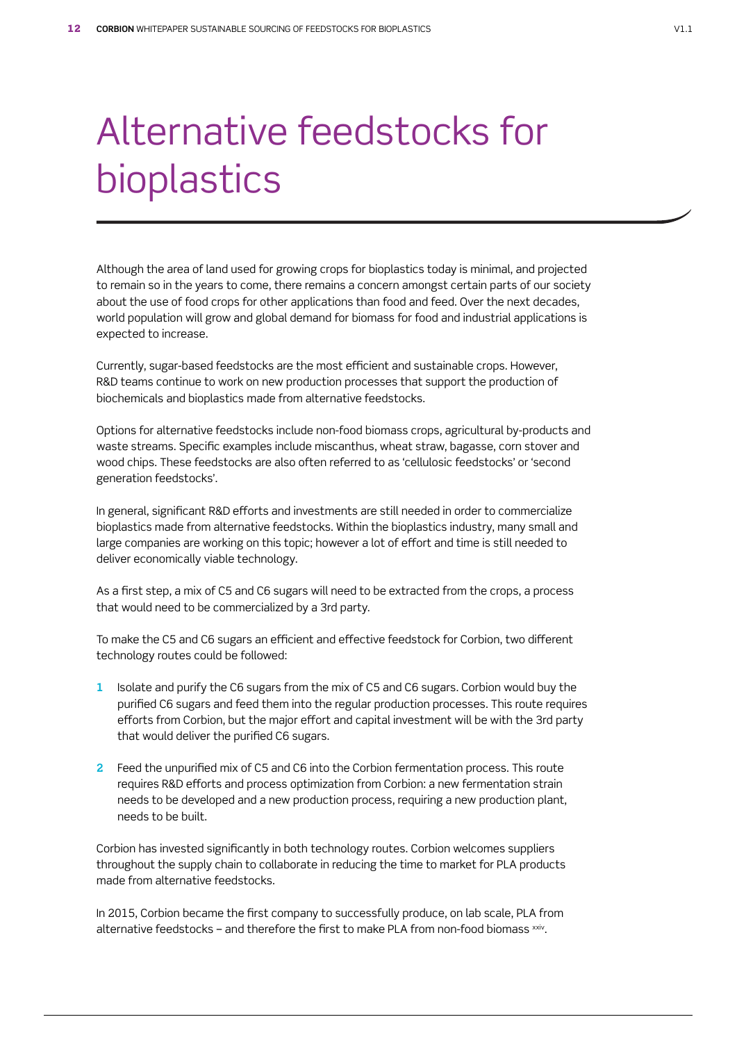# Alternative feedstocks for bioplastics

Although the area of land used for growing crops for bioplastics today is minimal, and projected to remain so in the years to come, there remains a concern amongst certain parts of our society about the use of food crops for other applications than food and feed. Over the next decades, world population will grow and global demand for biomass for food and industrial applications is expected to increase.

Currently, sugar-based feedstocks are the most efficient and sustainable crops. However, R&D teams continue to work on new production processes that support the production of biochemicals and bioplastics made from alternative feedstocks.

Options for alternative feedstocks include non-food biomass crops, agricultural by-products and waste streams. Specific examples include miscanthus, wheat straw, bagasse, corn stover and wood chips. These feedstocks are also often referred to as 'cellulosic feedstocks' or 'second generation feedstocks'.

In general, significant R&D efforts and investments are still needed in order to commercialize bioplastics made from alternative feedstocks. Within the bioplastics industry, many small and large companies are working on this topic; however a lot of effort and time is still needed to deliver economically viable technology.

As a first step, a mix of C5 and C6 sugars will need to be extracted from the crops, a process that would need to be commercialized by a 3rd party.

To make the C5 and C6 sugars an efficient and effective feedstock for Corbion, two different technology routes could be followed:

1. Isolate and purify the C6 sugars from the mix of C5 and C6 sugars. Corbion would buy the purified C6 sugars and feed them into the regular production processes. This route requires efforts from Corbion, but the major effort and capital investment will be with the 3rd party that would deliver the purified C6 sugars.
2. Feed the unpurified mix of C5 and C6 into the Corbion fermentation process. This route requires R&D efforts and process optimization from Corbion: a new fermentation strain needs to be developed and a new production process, requiring a new production plant, needs to be built.

Corbion has invested significantly in both technology routes. Corbion welcomes suppliers throughout the supply chain to collaborate in reducing the time to market for PLA products made from alternative feedstocks.

In 2015, Corbion became the first company to successfully produce, on lab scale, PLA from alternative feedstocks – and therefore the first to make PLA from non-food biomass [xxiv].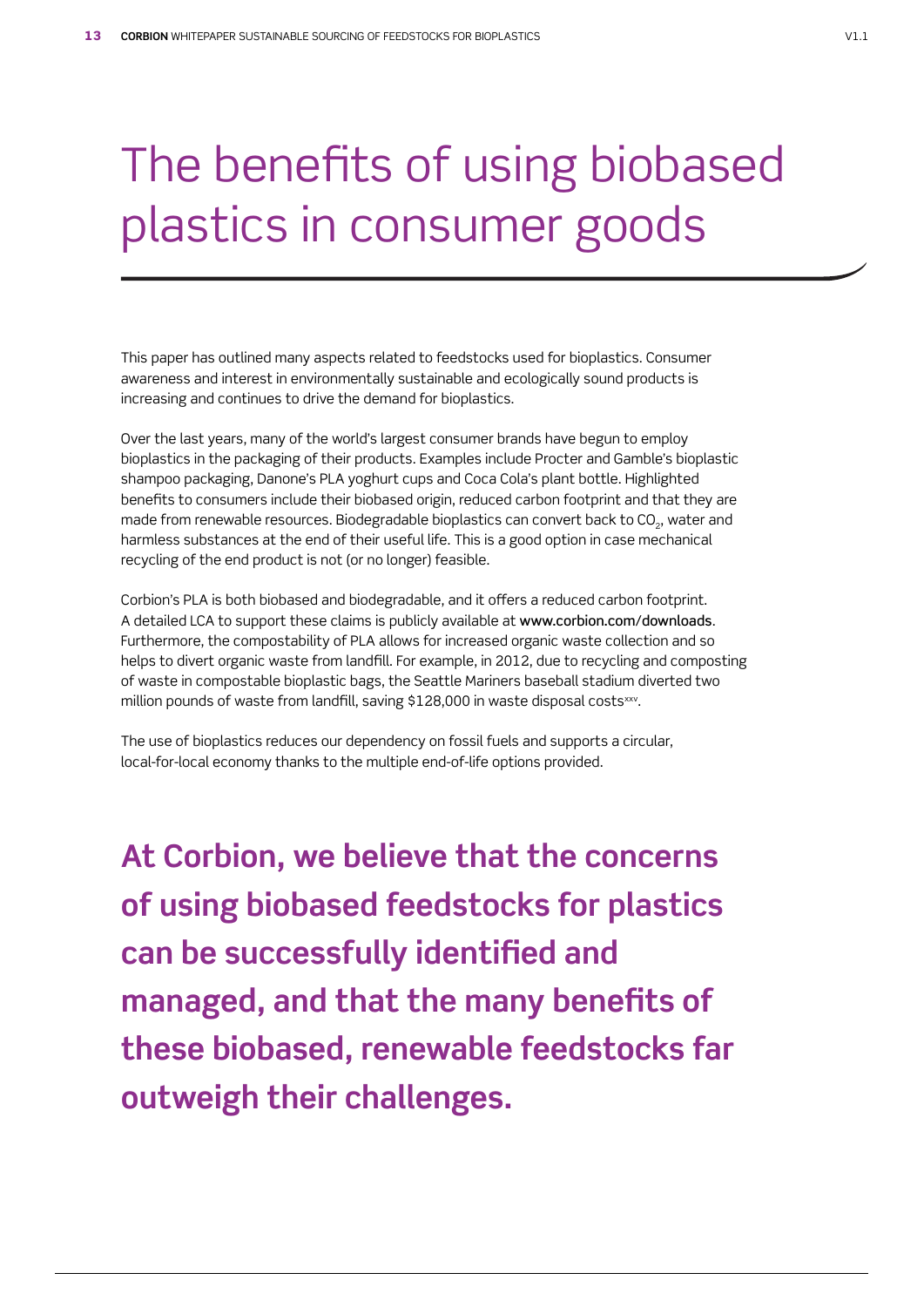# The benefits of using biobased plastics in consumer goods

This paper has outlined many aspects related to feedstocks used for bioplastics. Consumer awareness and interest in environmentally sustainable and ecologically sound products is increasing and continues to drive the demand for bioplastics.

Over the last years, many of the world's largest consumer brands have begun to employ bioplastics in the packaging of their products. Examples include Procter and Gamble's bioplastic shampoo packaging, Danone's PLA yoghurt cups and Coca Cola's plant bottle. Highlighted benefits to consumers include their biobased origin, reduced carbon footprint and that they are made from renewable resources. Biodegradable bioplastics can convert back to $CO_2$, water and harmless substances at the end of their useful life. This is a good option in case mechanical recycling of the end product is not (or no longer) feasible.

Corbion's PLA is both biobased and biodegradable, and it offers a reduced carbon footprint. A detailed LCA to support these claims is publicly available at **www.corbion.com/downloads**. Furthermore, the compostability of PLA allows for increased organic waste collection and so helps to divert organic waste from landfill. For example, in 2012, due to recycling and composting of waste in compostable bioplastic bags, the Seattle Mariners baseball stadium diverted two million pounds of waste from landfill, saving $128,000 in waste disposal costs[xxv].

The use of bioplastics reduces our dependency on fossil fuels and supports a circular, local-for-local economy thanks to the multiple end-of-life options provided.

**At Corbion, we believe that the concerns of using biobased feedstocks for plastics can be successfully identified and managed, and that the many benefits of these biobased, renewable feedstocks far outweigh their challenges.**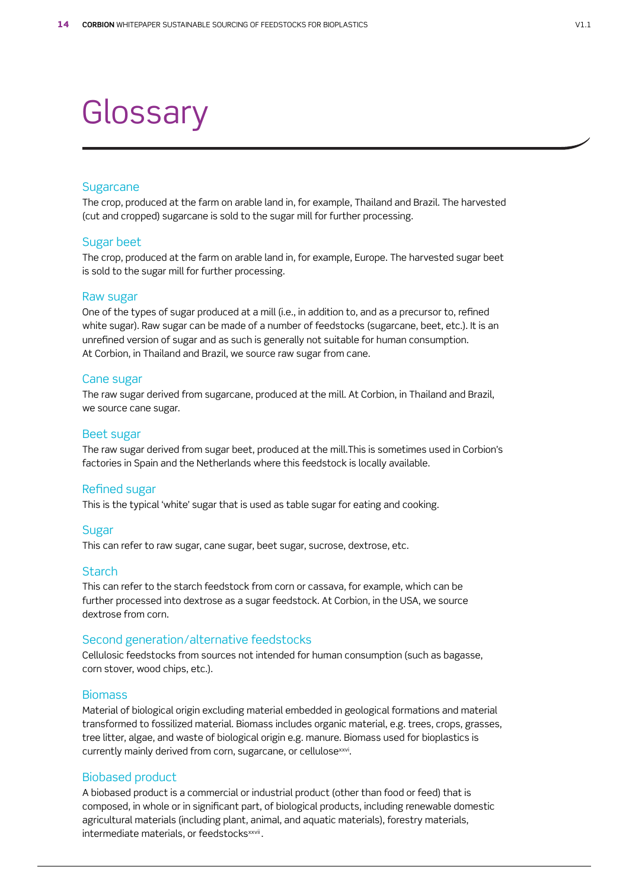# Glossary

## Sugarcane

The crop, produced at the farm on arable land in, for example, Thailand and Brazil. The harvested (cut and cropped) sugarcane is sold to the sugar mill for further processing.

## Sugar beet

The crop, produced at the farm on arable land in, for example, Europe. The harvested sugar beet is sold to the sugar mill for further processing.

## Raw sugar

One of the types of sugar produced at a mill (i.e., in addition to, and as a precursor to, refined white sugar). Raw sugar can be made of a number of feedstocks (sugarcane, beet, etc.). It is an unrefined version of sugar and as such is generally not suitable for human consumption. At Corbion, in Thailand and Brazil, we source raw sugar from cane.

## Cane sugar

The raw sugar derived from sugarcane, produced at the mill. At Corbion, in Thailand and Brazil, we source cane sugar.

## Beet sugar

The raw sugar derived from sugar beet, produced at the mill.This is sometimes used in Corbion's factories in Spain and the Netherlands where this feedstock is locally available.

## Refined sugar

This is the typical 'white' sugar that is used as table sugar for eating and cooking.

## Sugar

This can refer to raw sugar, cane sugar, beet sugar, sucrose, dextrose, etc.

## Starch

This can refer to the starch feedstock from corn or cassava, for example, which can be further processed into dextrose as a sugar feedstock. At Corbion, in the USA, we source dextrose from corn.

## Second generation/alternative feedstocks

Cellulosic feedstocks from sources not intended for human consumption (such as bagasse, corn stover, wood chips, etc.).

## Biomass

Material of biological origin excluding material embedded in geological formations and material transformed to fossilized material. Biomass includes organic material, e.g. trees, crops, grasses, tree litter, algae, and waste of biological origin e.g. manure. Biomass used for bioplastics is currently mainly derived from corn, sugarcane, or cellulose[xxvi].

## Biobased product

A biobased product is a commercial or industrial product (other than food or feed) that is composed, in whole or in significant part, of biological products, including renewable domestic agricultural materials (including plant, animal, and aquatic materials), forestry materials, intermediate materials, or feedstocks[xxvii].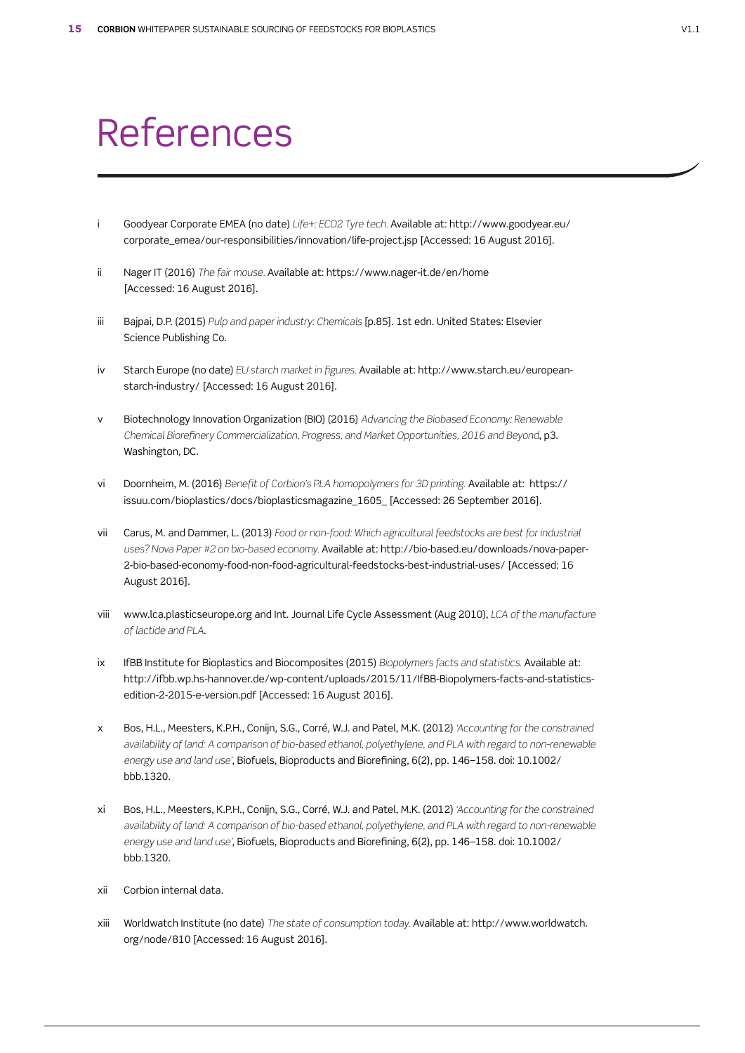# References

i Goodyear Corporate EMEA (no date) *Life+: ECO2 Tyre tech.* Available at: http://www.goodyear.eu/corporate_emea/our-responsibilities/innovation/life-project.jsp [Accessed: 16 August 2016].

ii Nager IT (2016) *The fair mouse.* Available at: https://www.nager-it.de/en/home [Accessed: 16 August 2016].

iii Bajpai, D.P. (2015) *Pulp and paper industry: Chemicals* [p.85]. 1st edn. United States: Elsevier Science Publishing Co.

iv Starch Europe (no date) *EU starch market in figures.* Available at: http://www.starch.eu/european-starch-industry/ [Accessed: 16 August 2016].

v Biotechnology Innovation Organization (BIO) (2016) *Advancing the Biobased Economy: Renewable Chemical Biorefinery Commercialization, Progress, and Market Opportunities, 2016 and Beyond*, p3. Washington, DC.

vi Doornheim, M. (2016) *Benefit of Corbion's PLA homopolymers for 3D printing.* Available at: https://issuu.com/bioplastics/docs/bioplasticsmagazine_1605_ [Accessed: 26 September 2016].

vii Carus, M. and Dammer, L. (2013) *Food or non-food: Which agricultural feedstocks are best for industrial uses? Nova Paper #2 on bio-based economy.* Available at: http://bio-based.eu/downloads/nova-paper-2-bio-based-economy-food-non-food-agricultural-feedstocks-best-industrial-uses/ [Accessed: 16 August 2016].

viii www.lca.plasticseurope.org and Int. Journal Life Cycle Assessment (Aug 2010), *LCA of the manufacture of lactide and PLA*.

ix IfBB Institute for Bioplastics and Biocomposites (2015) *Biopolymers facts and statistics.* Available at: http://ifbb.wp.hs-hannover.de/wp-content/uploads/2015/11/IfBB-Biopolymers-facts-and-statistics-edition-2-2015-e-version.pdf [Accessed: 16 August 2016].

x Bos, H.L., Meesters, K.P.H., Conijn, S.G., Corré, W.J. and Patel, M.K. (2012) *'Accounting for the constrained availability of land: A comparison of bio-based ethanol, polyethylene, and PLA with regard to non-renewable energy use and land use'*, Biofuels, Bioproducts and Biorefining, 6(2), pp. 146–158. doi: 10.1002/bbb.1320.

xi Bos, H.L., Meesters, K.P.H., Conijn, S.G., Corré, W.J. and Patel, M.K. (2012) *'Accounting for the constrained availability of land: A comparison of bio-based ethanol, polyethylene, and PLA with regard to non-renewable energy use and land use'*, Biofuels, Bioproducts and Biorefining, 6(2), pp. 146–158. doi: 10.1002/bbb.1320.

xii Corbion internal data.

xiii Worldwatch Institute (no date) *The state of consumption today.* Available at: http://www.worldwatch.org/node/810 [Accessed: 16 August 2016].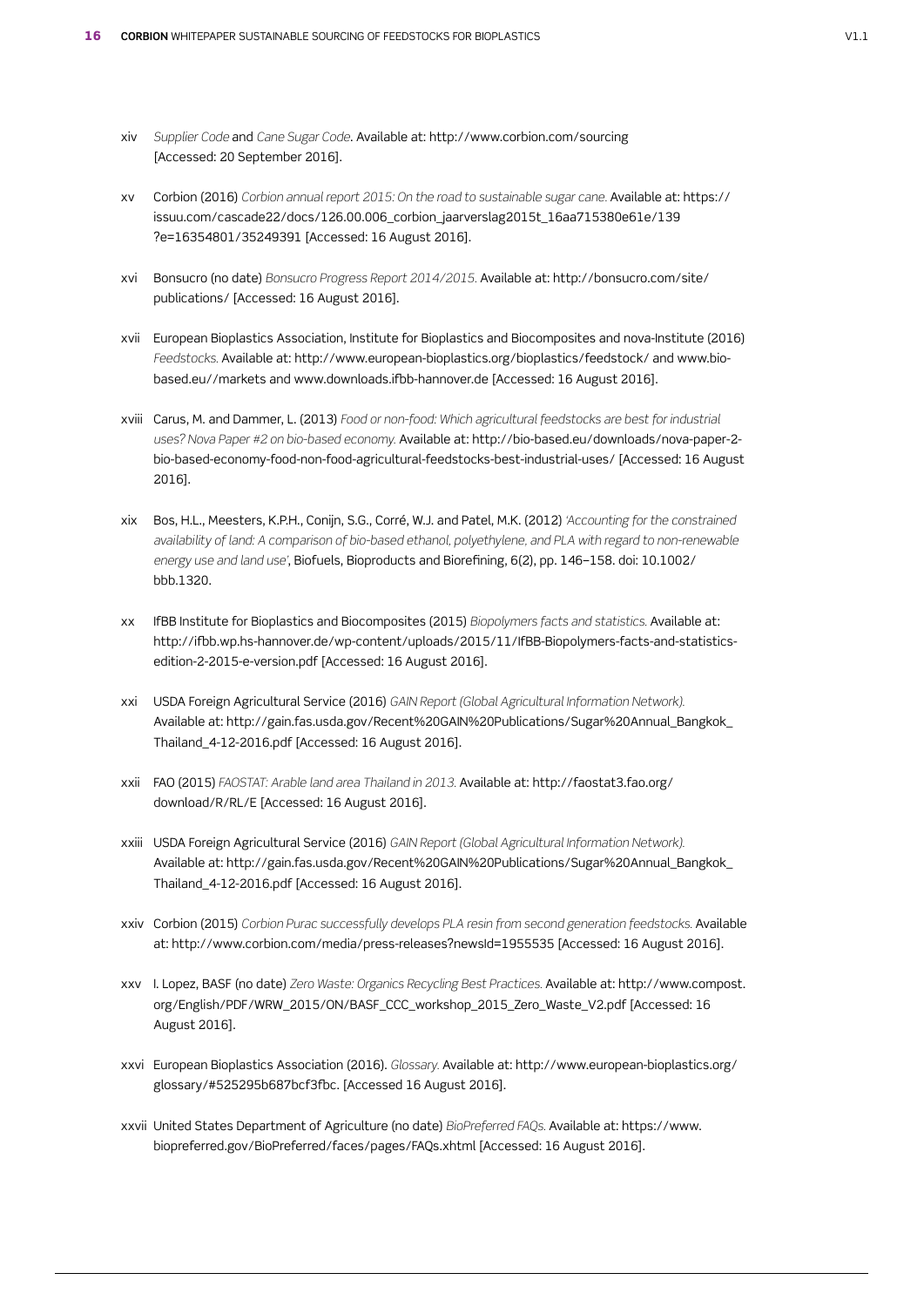xiv *Supplier Code* and *Cane Sugar Code*. Available at: http://www.corbion.com/sourcing [Accessed: 20 September 2016].

xv Corbion (2016) *Corbion annual report 2015: On the road to sustainable sugar cane.* Available at: https://issuu.com/cascade22/docs/126.00.006_corbion_jaarverslag2015t_16aa715380e61e/139?e=16354801/35249391 [Accessed: 16 August 2016].

xvi Bonsucro (no date) *Bonsucro Progress Report 2014/2015.* Available at: http://bonsucro.com/site/publications/ [Accessed: 16 August 2016].

xvii European Bioplastics Association, Institute for Bioplastics and Biocomposites and nova-Institute (2016) *Feedstocks.* Available at: http://www.european-bioplastics.org/bioplastics/feedstock/ and www.bio-based.eu//markets and www.downloads.ifbb-hannover.de [Accessed: 16 August 2016].

xviii Carus, M. and Dammer, L. (2013) *Food or non-food: Which agricultural feedstocks are best for industrial uses? Nova Paper #2 on bio-based economy.* Available at: http://bio-based.eu/downloads/nova-paper-2-bio-based-economy-food-non-food-agricultural-feedstocks-best-industrial-uses/ [Accessed: 16 August 2016].

xix Bos, H.L., Meesters, K.P.H., Conijn, S.G., Corré, W.J. and Patel, M.K. (2012) *'Accounting for the constrained availability of land: A comparison of bio-based ethanol, polyethylene, and PLA with regard to non-renewable energy use and land use'*, Biofuels, Bioproducts and Biorefining, 6(2), pp. 146–158. doi: 10.1002/bbb.1320.

xx IfBB Institute for Bioplastics and Biocomposites (2015) *Biopolymers facts and statistics.* Available at: http://ifbb.wp.hs-hannover.de/wp-content/uploads/2015/11/IfBB-Biopolymers-facts-and-statistics-edition-2-2015-e-version.pdf [Accessed: 16 August 2016].

xxi USDA Foreign Agricultural Service (2016) *GAIN Report (Global Agricultural Information Network).* Available at: http://gain.fas.usda.gov/Recent%20GAIN%20Publications/Sugar%20Annual_Bangkok_Thailand_4-12-2016.pdf [Accessed: 16 August 2016].

xxii FAO (2015) *FAOSTAT: Arable land area Thailand in 2013.* Available at: http://faostat3.fao.org/download/R/RL/E [Accessed: 16 August 2016].

xxiii USDA Foreign Agricultural Service (2016) *GAIN Report (Global Agricultural Information Network).* Available at: http://gain.fas.usda.gov/Recent%20GAIN%20Publications/Sugar%20Annual_Bangkok_Thailand_4-12-2016.pdf [Accessed: 16 August 2016].

xxiv Corbion (2015) *Corbion Purac successfully develops PLA resin from second generation feedstocks.* Available at: http://www.corbion.com/media/press-releases?newsId=1955535 [Accessed: 16 August 2016].

xxv I. Lopez, BASF (no date) *Zero Waste: Organics Recycling Best Practices.* Available at: http://www.compost.org/English/PDF/WRW_2015/ON/BASF_CCC_workshop_2015_Zero_Waste_V2.pdf [Accessed: 16 August 2016].

xxvi European Bioplastics Association (2016). *Glossary.* Available at: http://www.european-bioplastics.org/glossary/#525295b687bcf3fbc. [Accessed 16 August 2016].

xxvii United States Department of Agriculture (no date) *BioPreferred FAQs.* Available at: https://www.biopreferred.gov/BioPreferred/faces/pages/FAQs.xhtml [Accessed: 16 August 2016].